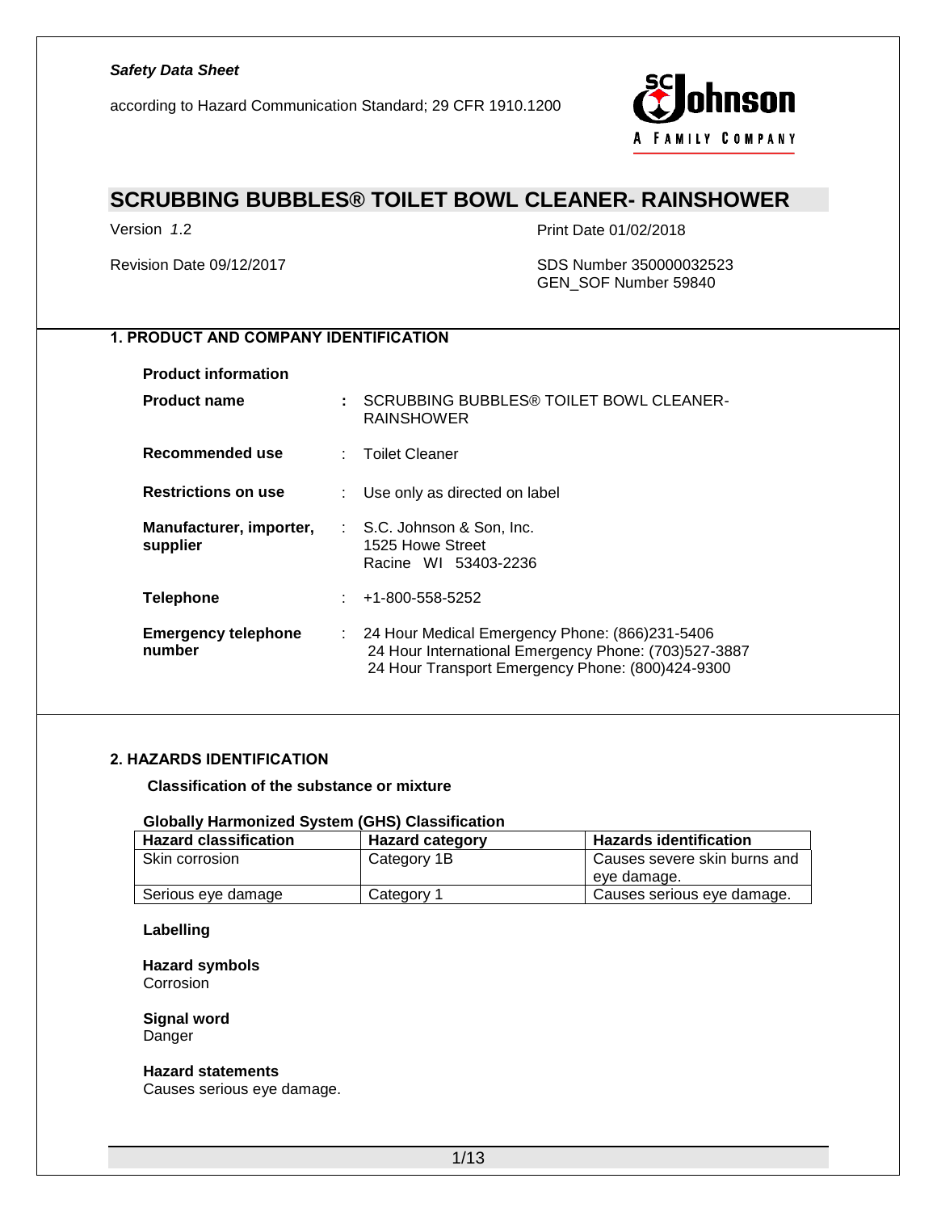*Safety Data Sheet*

according to Hazard Communication Standard; 29 CFR 1910.1200

# SCRUBBING BUBBLES® TOILET BOWL CLEANER- RAINSHOWER

Version *1.2*

Print Date 01/02/2018

Revision Date 09/12/2017

SDS Number 350000032523
GEN_SOF Number 59840

## 1. PRODUCT AND COMPANY IDENTIFICATION

**Product information**

**Product name** : SCRUBBING BUBBLES® TOILET BOWL CLEANER-RAINSHOWER

**Recommended use** : Toilet Cleaner

**Restrictions on use** : Use only as directed on label

**Manufacturer, importer, supplier** : S.C. Johnson & Son, Inc.
1525 Howe Street
Racine WI 53403-2236

**Telephone** : +1-800-558-5252

**Emergency telephone number** : 24 Hour Medical Emergency Phone: (866)231-5406
24 Hour International Emergency Phone: (703)527-3887
24 Hour Transport Emergency Phone: (800)424-9300

## 2. HAZARDS IDENTIFICATION

**Classification of the substance or mixture**

**Globally Harmonized System (GHS) Classification**

| Hazard classification | Hazard category | Hazards identification |
|---|---|---|
| Skin corrosion | Category 1B | Causes severe skin burns and eye damage. |
| Serious eye damage | Category 1 | Causes serious eye damage. |

**Labelling**

**Hazard symbols**
Corrosion

**Signal word**
Danger

**Hazard statements**
Causes serious eye damage.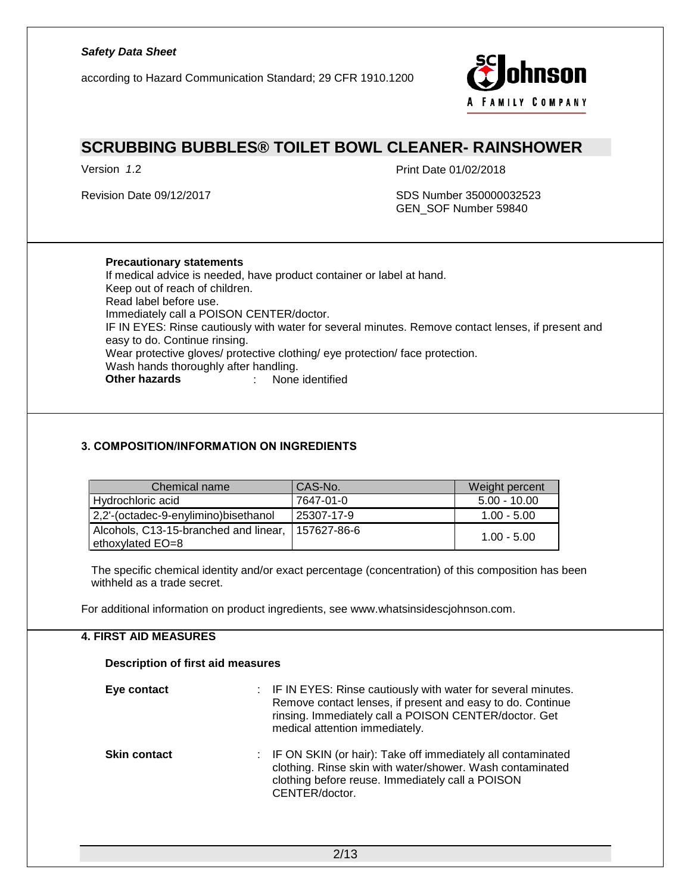**Precautionary statements**

If medical advice is needed, have product container or label at hand.
Keep out of reach of children.
Read label before use.
Immediately call a POISON CENTER/doctor.
IF IN EYES: Rinse cautiously with water for several minutes. Remove contact lenses, if present and easy to do. Continue rinsing.
Wear protective gloves/ protective clothing/ eye protection/ face protection.
Wash hands thoroughly after handling.

**Other hazards** : None identified

## 3. COMPOSITION/INFORMATION ON INGREDIENTS

| Chemical name | CAS-No. | Weight percent |
|---|---|---|
| Hydrochloric acid | 7647-01-0 | 5.00 - 10.00 |
| 2,2'-(octadec-9-enylimino)bisethanol | 25307-17-9 | 1.00 - 5.00 |
| Alcohols, C13-15-branched and linear, ethoxylated EO=8 | 157627-86-6 | 1.00 - 5.00 |

The specific chemical identity and/or exact percentage (concentration) of this composition has been withheld as a trade secret.

For additional information on product ingredients, see www.whatsinsidescjohnson.com.

## 4. FIRST AID MEASURES

**Description of first aid measures**

**Eye contact** : IF IN EYES: Rinse cautiously with water for several minutes. Remove contact lenses, if present and easy to do. Continue rinsing. Immediately call a POISON CENTER/doctor. Get medical attention immediately.

**Skin contact** : IF ON SKIN (or hair): Take off immediately all contaminated clothing. Rinse skin with water/shower. Wash contaminated clothing before reuse. Immediately call a POISON CENTER/doctor.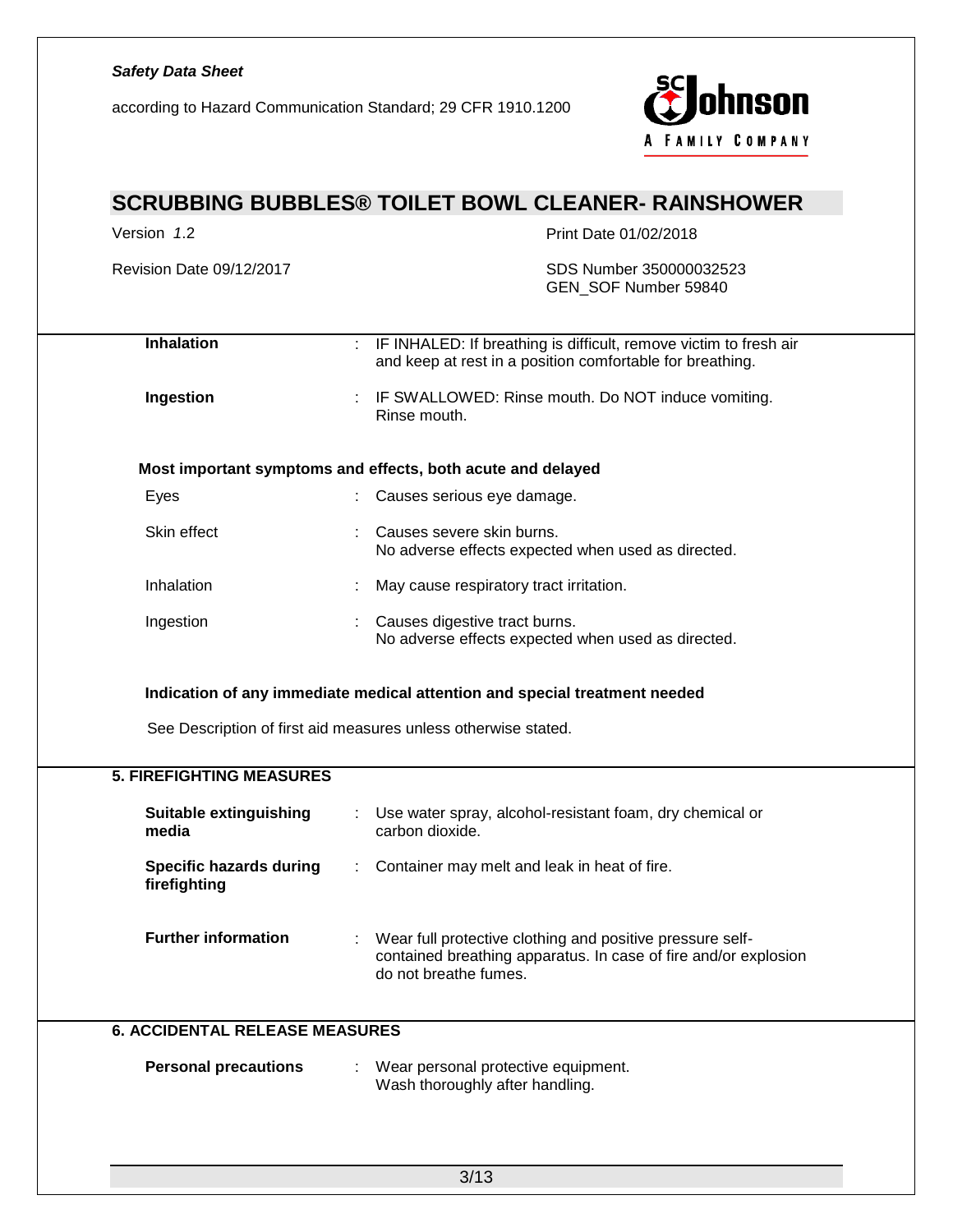| | | |
|---|---|---|
| **Inhalation** | : | IF INHALED: If breathing is difficult, remove victim to fresh air and keep at rest in a position comfortable for breathing. |
| **Ingestion** | : | IF SWALLOWED: Rinse mouth. Do NOT induce vomiting. Rinse mouth. |

**Most important symptoms and effects, both acute and delayed**

| | | |
|---|---|---|
| Eyes | : | Causes serious eye damage. |
| Skin effect | : | Causes severe skin burns.<br>No adverse effects expected when used as directed. |
| Inhalation | : | May cause respiratory tract irritation. |
| Ingestion | : | Causes digestive tract burns.<br>No adverse effects expected when used as directed. |

**Indication of any immediate medical attention and special treatment needed**

See Description of first aid measures unless otherwise stated.

## 5. FIREFIGHTING MEASURES

| | | |
|---|---|---|
| **Suitable extinguishing media** | : | Use water spray, alcohol-resistant foam, dry chemical or carbon dioxide. |
| **Specific hazards during firefighting** | : | Container may melt and leak in heat of fire. |
| **Further information** | : | Wear full protective clothing and positive pressure self-contained breathing apparatus. In case of fire and/or explosion do not breathe fumes. |

## 6. ACCIDENTAL RELEASE MEASURES

| | | |
|---|---|---|
| **Personal precautions** | : | Wear personal protective equipment.<br>Wash thoroughly after handling. |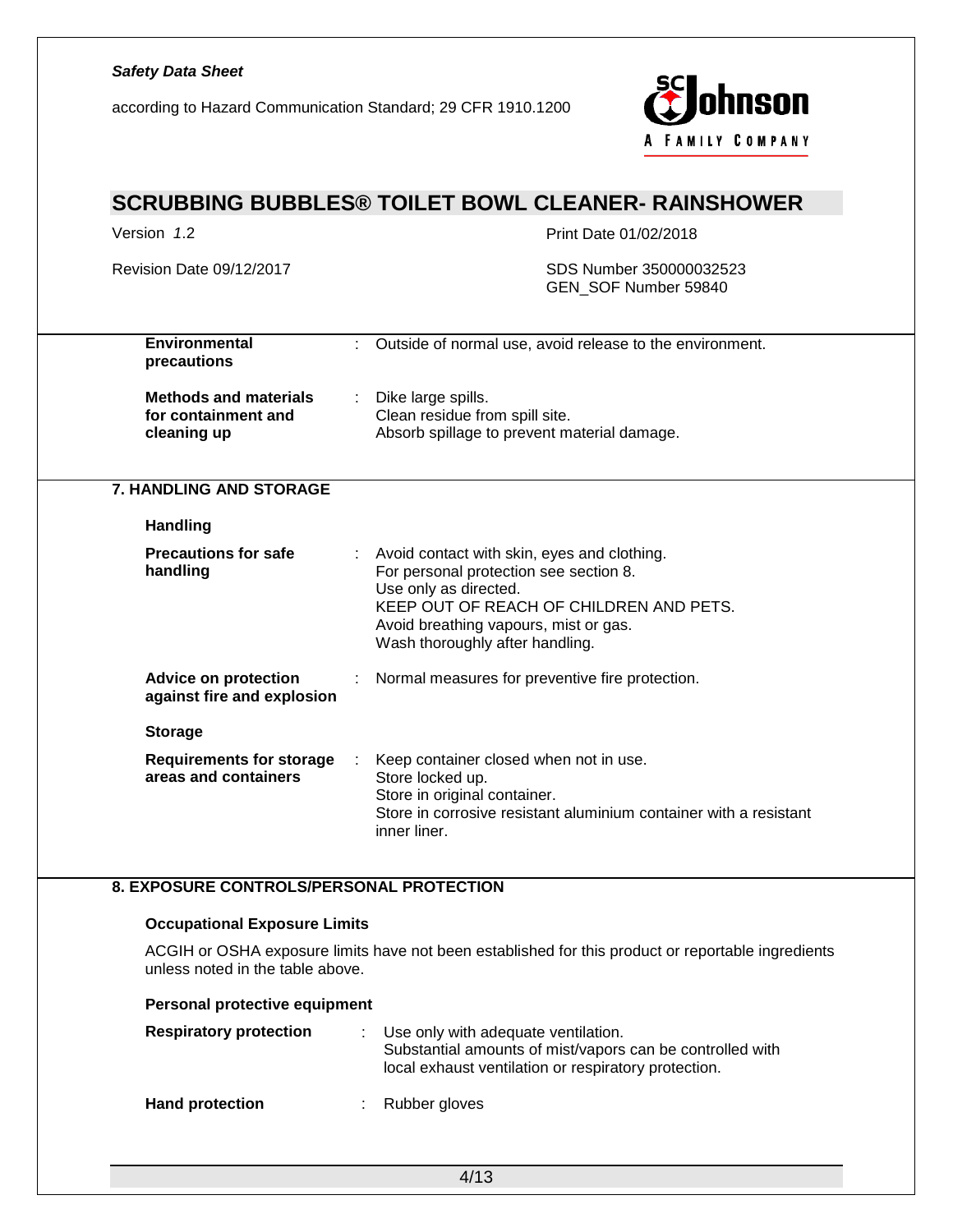**Environmental precautions** : Outside of normal use, avoid release to the environment.

**Methods and materials for containment and cleaning up** : Dike large spills.
Clean residue from spill site.
Absorb spillage to prevent material damage.

## 7. HANDLING AND STORAGE

### Handling

**Precautions for safe handling** : Avoid contact with skin, eyes and clothing.
For personal protection see section 8.
Use only as directed.
KEEP OUT OF REACH OF CHILDREN AND PETS.
Avoid breathing vapours, mist or gas.
Wash thoroughly after handling.

**Advice on protection against fire and explosion** : Normal measures for preventive fire protection.

### Storage

**Requirements for storage areas and containers** : Keep container closed when not in use.
Store locked up.
Store in original container.
Store in corrosive resistant aluminium container with a resistant inner liner.

## 8. EXPOSURE CONTROLS/PERSONAL PROTECTION

### Occupational Exposure Limits

ACGIH or OSHA exposure limits have not been established for this product or reportable ingredients unless noted in the table above.

### Personal protective equipment

**Respiratory protection** : Use only with adequate ventilation.
Substantial amounts of mist/vapors can be controlled with local exhaust ventilation or respiratory protection.

**Hand protection** : Rubber gloves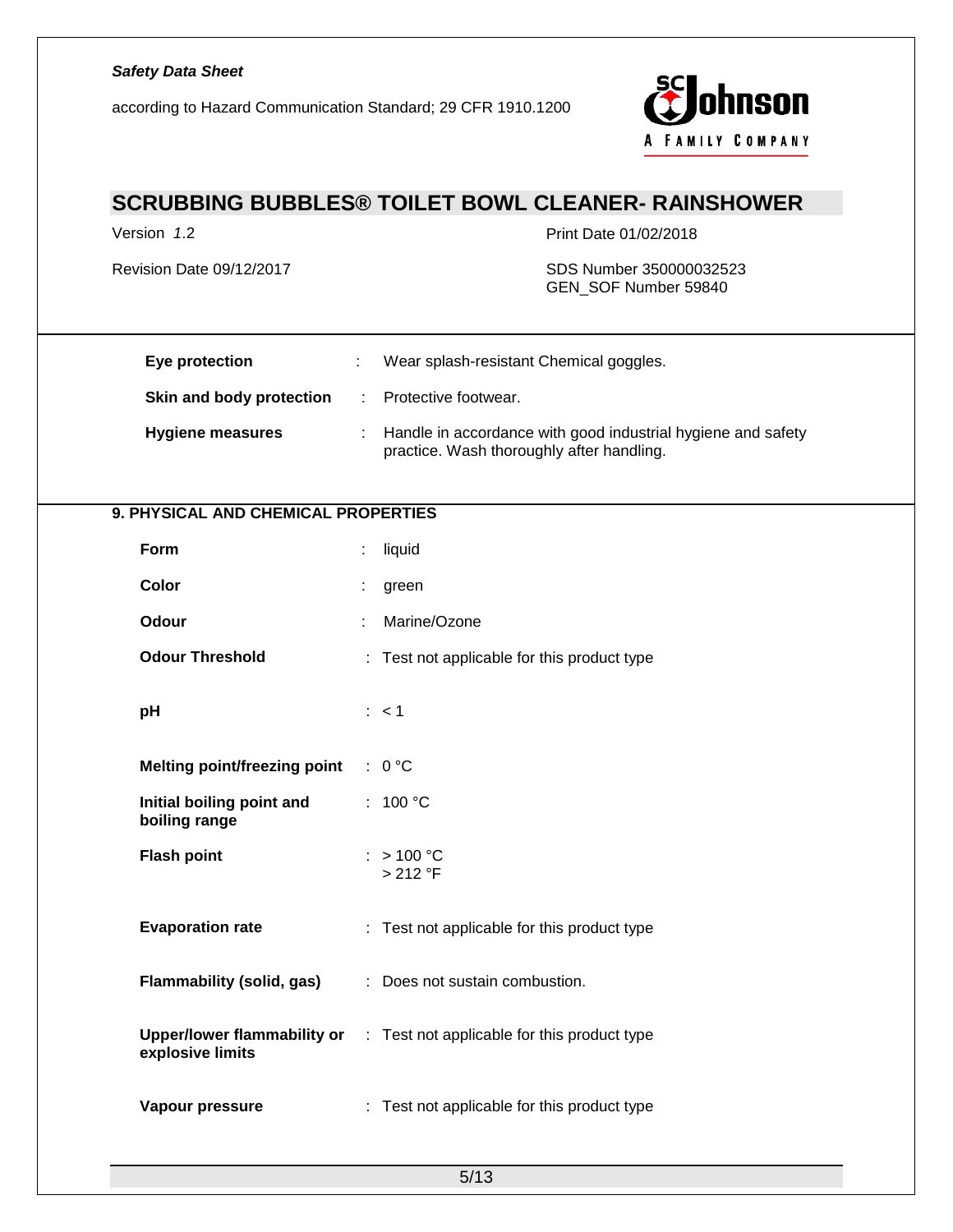| | | |
|---|---|---|
| **Eye protection** | : | Wear splash-resistant Chemical goggles. |
| **Skin and body protection** | : | Protective footwear. |
| **Hygiene measures** | : | Handle in accordance with good industrial hygiene and safety practice. Wash thoroughly after handling. |

## 9. PHYSICAL AND CHEMICAL PROPERTIES

| | | |
|---|---|---|
| **Form** | : | liquid |
| **Color** | : | green |
| **Odour** | : | Marine/Ozone |
| **Odour Threshold** | : | Test not applicable for this product type |
| **pH** | : | < 1 |
| **Melting point/freezing point** | : | 0 °C |
| **Initial boiling point and boiling range** | : | 100 °C |
| **Flash point** | : | > 100 °C<br>> 212 °F |
| **Evaporation rate** | : | Test not applicable for this product type |
| **Flammability (solid, gas)** | : | Does not sustain combustion. |
| **Upper/lower flammability or explosive limits** | : | Test not applicable for this product type |
| **Vapour pressure** | : | Test not applicable for this product type |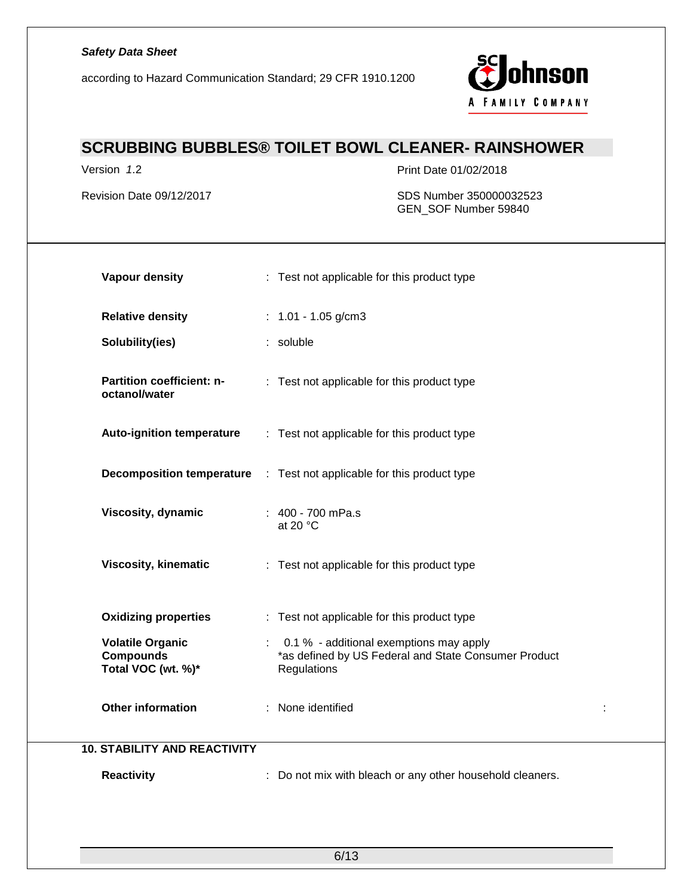| | | |
|---|---|---|
| **Vapour density** | : | Test not applicable for this product type |
| **Relative density** | : | 1.01 - 1.05 g/cm3 |
| **Solubility(ies)** | : | soluble |
| **Partition coefficient: n-octanol/water** | : | Test not applicable for this product type |
| **Auto-ignition temperature** | : | Test not applicable for this product type |
| **Decomposition temperature** | : | Test not applicable for this product type |
| **Viscosity, dynamic** | : | 400 - 700 mPa.s at 20 °C |
| **Viscosity, kinematic** | : | Test not applicable for this product type |
| **Oxidizing properties** | : | Test not applicable for this product type |
| **Volatile Organic Compounds Total VOC (wt. %)*** | : | 0.1 % - additional exemptions may apply *as defined by US Federal and State Consumer Product Regulations |
| **Other information** | : | None identified |

## 10. STABILITY AND REACTIVITY

| | | |
|---|---|---|
| **Reactivity** | : | Do not mix with bleach or any other household cleaners. |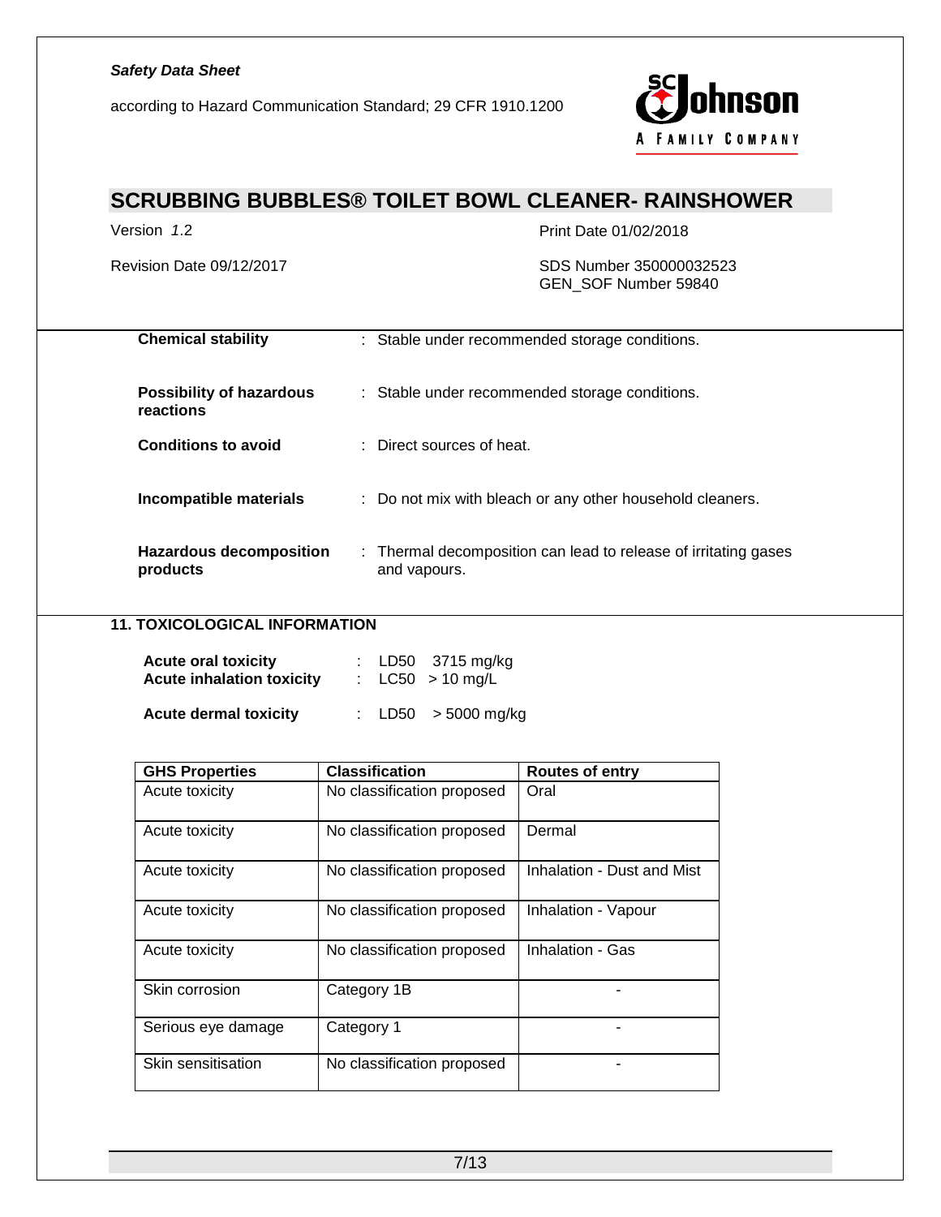| | | |
|---|---|---|
| **Chemical stability** | : | Stable under recommended storage conditions. |
| **Possibility of hazardous reactions** | : | Stable under recommended storage conditions. |
| **Conditions to avoid** | : | Direct sources of heat. |
| **Incompatible materials** | : | Do not mix with bleach or any other household cleaners. |
| **Hazardous decomposition products** | : | Thermal decomposition can lead to release of irritating gases and vapours. |

## 11. TOXICOLOGICAL INFORMATION

| | | |
|---|---|---|
| **Acute oral toxicity** | : | LD50 3715 mg/kg |
| **Acute inhalation toxicity** | : | LC50 > 10 mg/L |
| **Acute dermal toxicity** | : | LD50 > 5000 mg/kg |

| GHS Properties | Classification | Routes of entry |
|---|---|---|
| Acute toxicity | No classification proposed | Oral |
| Acute toxicity | No classification proposed | Dermal |
| Acute toxicity | No classification proposed | Inhalation - Dust and Mist |
| Acute toxicity | No classification proposed | Inhalation - Vapour |
| Acute toxicity | No classification proposed | Inhalation - Gas |
| Skin corrosion | Category 1B | - |
| Serious eye damage | Category 1 | - |
| Skin sensitisation | No classification proposed | - |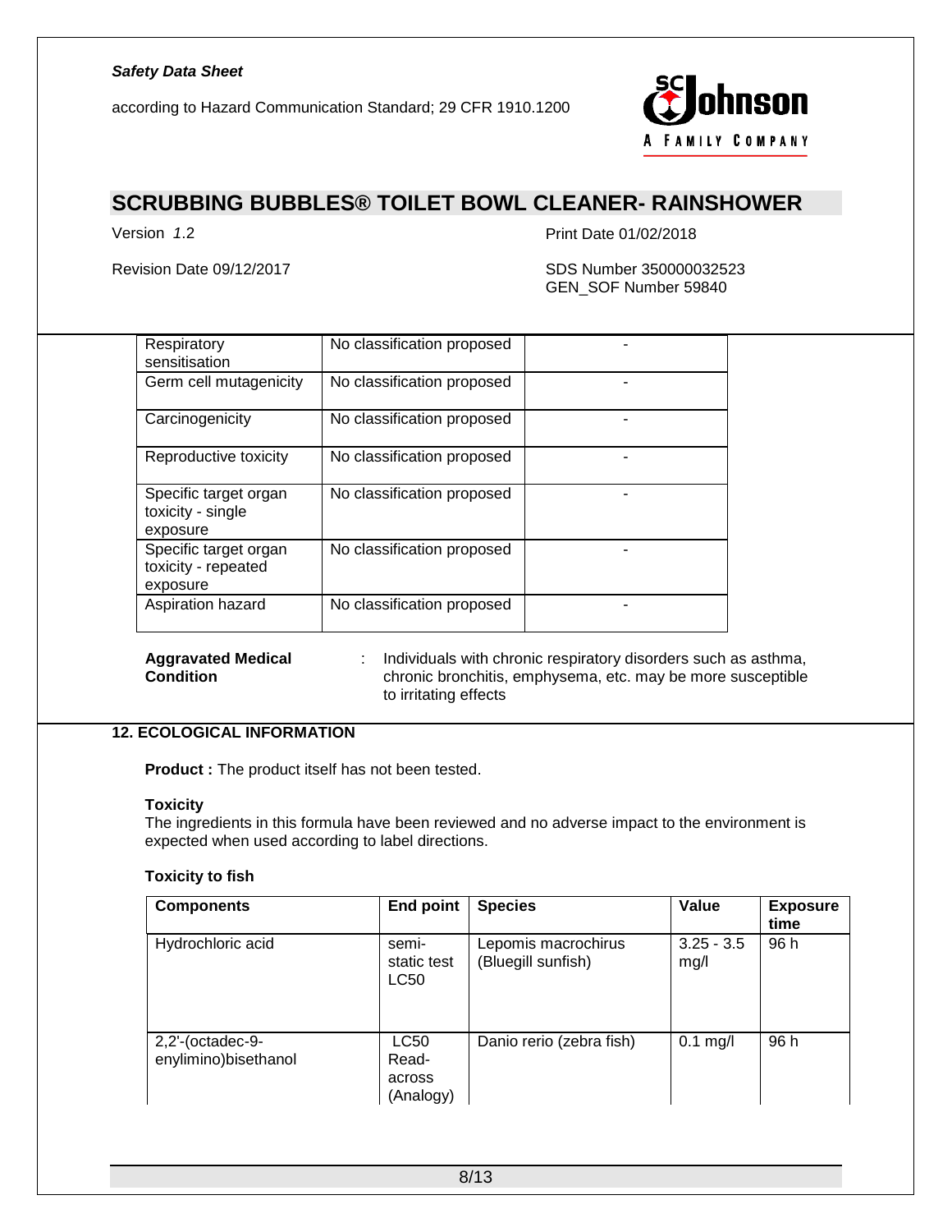| Respiratory sensitisation | No classification proposed | - |
| --- | --- | --- |
| Germ cell mutagenicity | No classification proposed | - |
| Carcinogenicity | No classification proposed | - |
| Reproductive toxicity | No classification proposed | - |
| Specific target organ toxicity - single exposure | No classification proposed | - |
| Specific target organ toxicity - repeated exposure | No classification proposed | - |
| Aspiration hazard | No classification proposed | - |

**Aggravated Medical Condition** : Individuals with chronic respiratory disorders such as asthma, chronic bronchitis, emphysema, etc. may be more susceptible to irritating effects

## 12. ECOLOGICAL INFORMATION

**Product :** The product itself has not been tested.

**Toxicity**

The ingredients in this formula have been reviewed and no adverse impact to the environment is expected when used according to label directions.

**Toxicity to fish**

| Components | End point | Species | Value | Exposure time |
| --- | --- | --- | --- | --- |
| Hydrochloric acid | semi-static test LC50 | Lepomis macrochirus (Bluegill sunfish) | 3.25 - 3.5 mg/l | 96 h |
| 2,2'-(octadec-9-enylimino)bisethanol | LC50 Read-across (Analogy) | Danio rerio (zebra fish) | 0.1 mg/l | 96 h |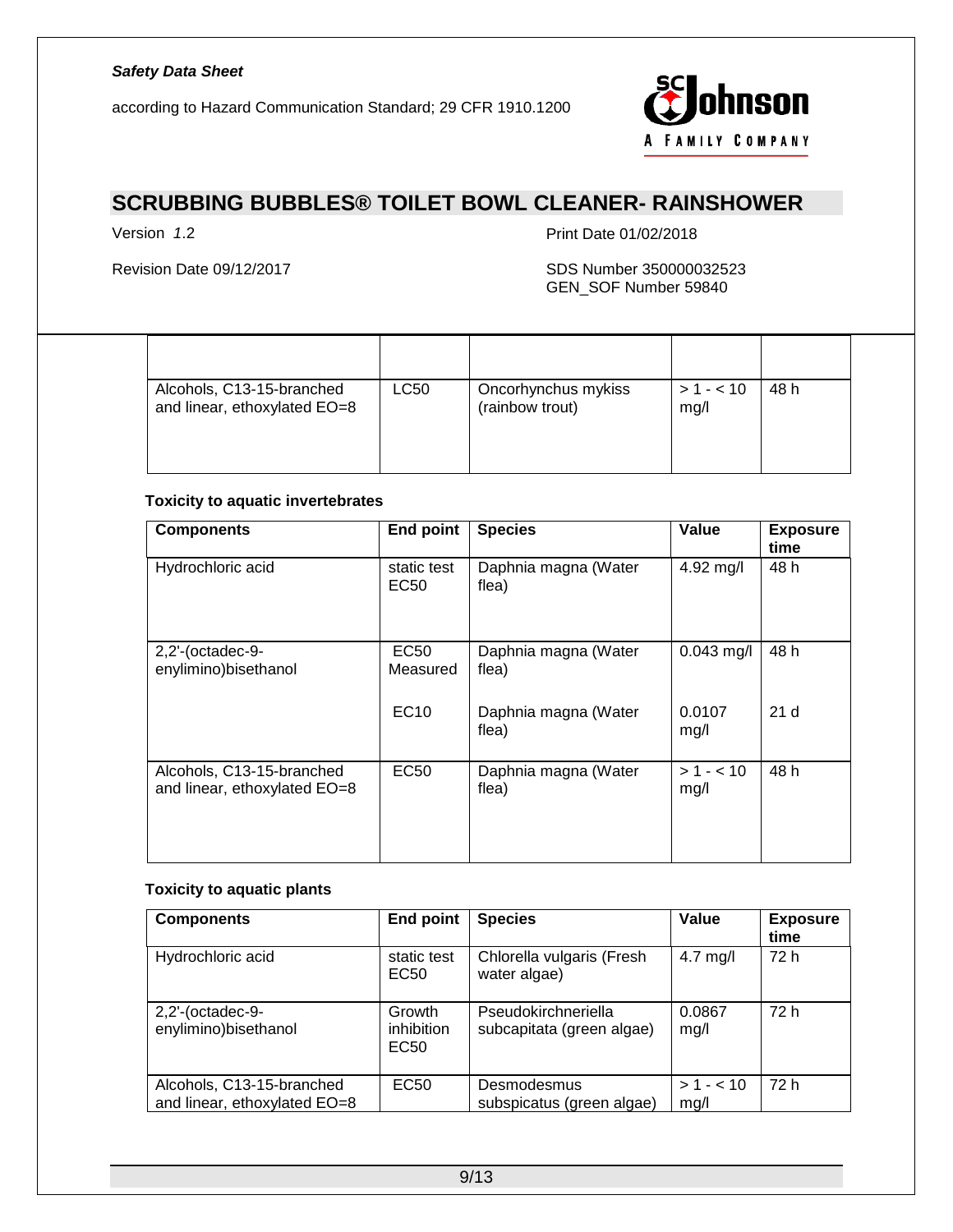| | | | | |
|---|---|---|---|---|
| Alcohols, C13-15-branched and linear, ethoxylated EO=8 | LC50 | Oncorhynchus mykiss (rainbow trout) | > 1 - < 10 mg/l | 48 h |

**Toxicity to aquatic invertebrates**

| Components | End point | Species | Value | Exposure time |
|---|---|---|---|---|
| Hydrochloric acid | static test EC50 | Daphnia magna (Water flea) | 4.92 mg/l | 48 h |
| 2,2'-(octadec-9-enylimino)bisethanol | EC50 Measured | Daphnia magna (Water flea) | 0.043 mg/l | 48 h |
| | EC10 | Daphnia magna (Water flea) | 0.0107 mg/l | 21 d |
| Alcohols, C13-15-branched and linear, ethoxylated EO=8 | EC50 | Daphnia magna (Water flea) | > 1 - < 10 mg/l | 48 h |

**Toxicity to aquatic plants**

| Components | End point | Species | Value | Exposure time |
|---|---|---|---|---|
| Hydrochloric acid | static test EC50 | Chlorella vulgaris (Fresh water algae) | 4.7 mg/l | 72 h |
| 2,2'-(octadec-9-enylimino)bisethanol | Growth inhibition EC50 | Pseudokirchneriella subcapitata (green algae) | 0.0867 mg/l | 72 h |
| Alcohols, C13-15-branched and linear, ethoxylated EO=8 | EC50 | Desmodesmus subspicatus (green algae) | > 1 - < 10 mg/l | 72 h |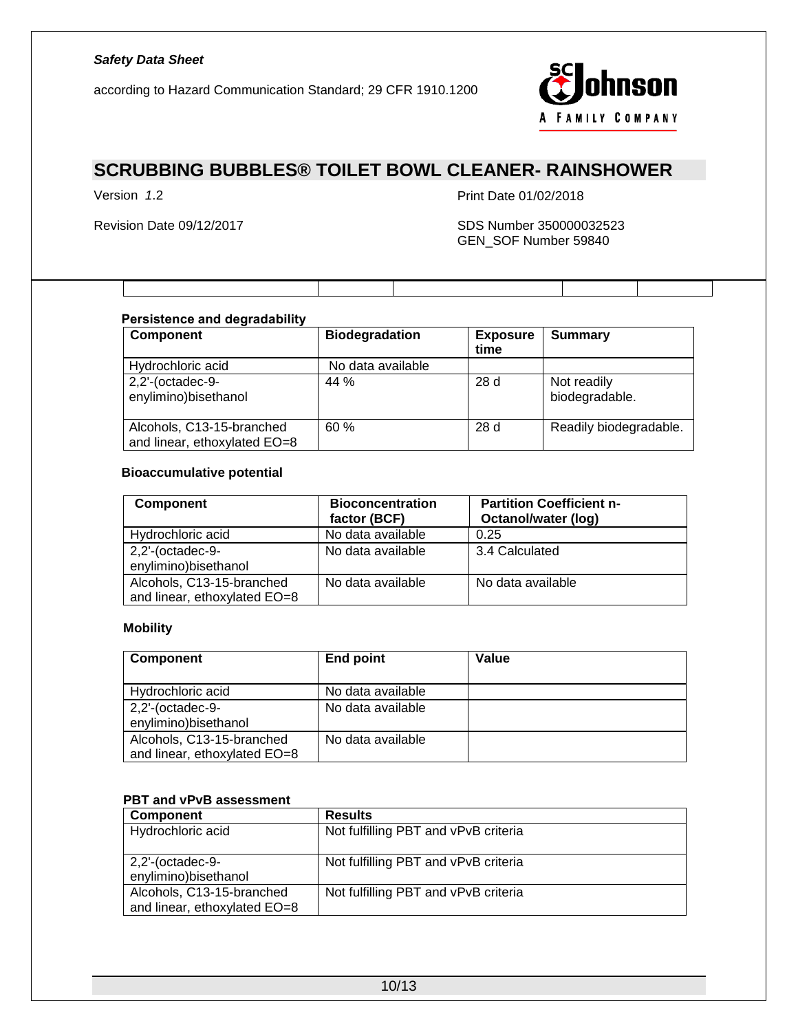**Persistence and degradability**

| Component | Biodegradation | Exposure time | Summary |
| --- | --- | --- | --- |
| Hydrochloric acid | No data available | | |
| 2,2'-(octadec-9-enylimino)bisethanol | 44 % | 28 d | Not readily biodegradable. |
| Alcohols, C13-15-branched and linear, ethoxylated EO=8 | 60 % | 28 d | Readily biodegradable. |

**Bioaccumulative potential**

| Component | Bioconcentration factor (BCF) | Partition Coefficient n-Octanol/water (log) |
| --- | --- | --- |
| Hydrochloric acid | No data available | 0.25 |
| 2,2'-(octadec-9-enylimino)bisethanol | No data available | 3.4 Calculated |
| Alcohols, C13-15-branched and linear, ethoxylated EO=8 | No data available | No data available |

**Mobility**

| Component | End point | Value |
| --- | --- | --- |
| Hydrochloric acid | No data available | |
| 2,2'-(octadec-9-enylimino)bisethanol | No data available | |
| Alcohols, C13-15-branched and linear, ethoxylated EO=8 | No data available | |

**PBT and vPvB assessment**

| Component | Results |
| --- | --- |
| Hydrochloric acid | Not fulfilling PBT and vPvB criteria |
| 2,2'-(octadec-9-enylimino)bisethanol | Not fulfilling PBT and vPvB criteria |
| Alcohols, C13-15-branched and linear, ethoxylated EO=8 | Not fulfilling PBT and vPvB criteria |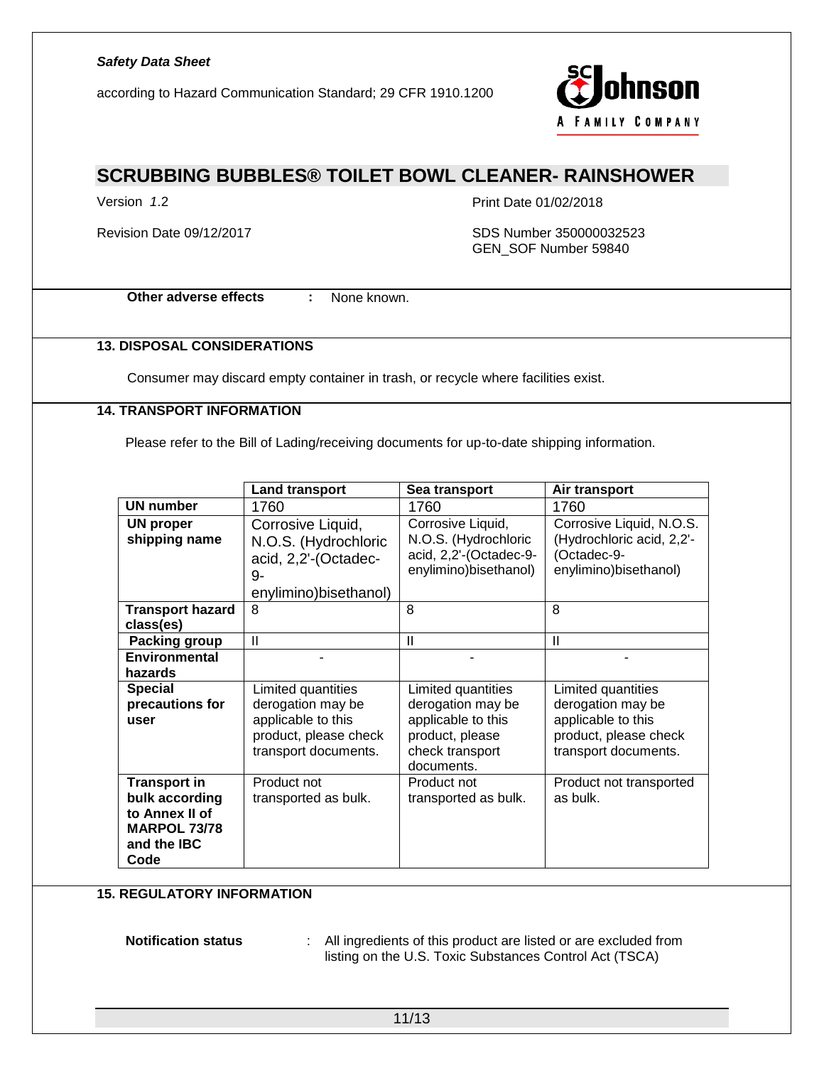**Other adverse effects** : None known.

## 13. DISPOSAL CONSIDERATIONS

Consumer may discard empty container in trash, or recycle where facilities exist.

## 14. TRANSPORT INFORMATION

Please refer to the Bill of Lading/receiving documents for up-to-date shipping information.

| | Land transport | Sea transport | Air transport |
|---|---|---|---|
| **UN number** | 1760 | 1760 | 1760 |
| **UN proper shipping name** | Corrosive Liquid, N.O.S. (Hydrochloric acid, 2,2'-(Octadec-9-enylimino)bisethanol) | Corrosive Liquid, N.O.S. (Hydrochloric acid, 2,2'-(Octadec-9-enylimino)bisethanol) | Corrosive Liquid, N.O.S. (Hydrochloric acid, 2,2'-(Octadec-9-enylimino)bisethanol) |
| **Transport hazard class(es)** | 8 | 8 | 8 |
| **Packing group** | II | II | II |
| **Environmental hazards** | - | - | - |
| **Special precautions for user** | Limited quantities derogation may be applicable to this product, please check transport documents. | Limited quantities derogation may be applicable to this product, please check transport documents. | Limited quantities derogation may be applicable to this product, please check transport documents. |
| **Transport in bulk according to Annex II of MARPOL 73/78 and the IBC Code** | Product not transported as bulk. | Product not transported as bulk. | Product not transported as bulk. |

## 15. REGULATORY INFORMATION

**Notification status** : All ingredients of this product are listed or are excluded from listing on the U.S. Toxic Substances Control Act (TSCA)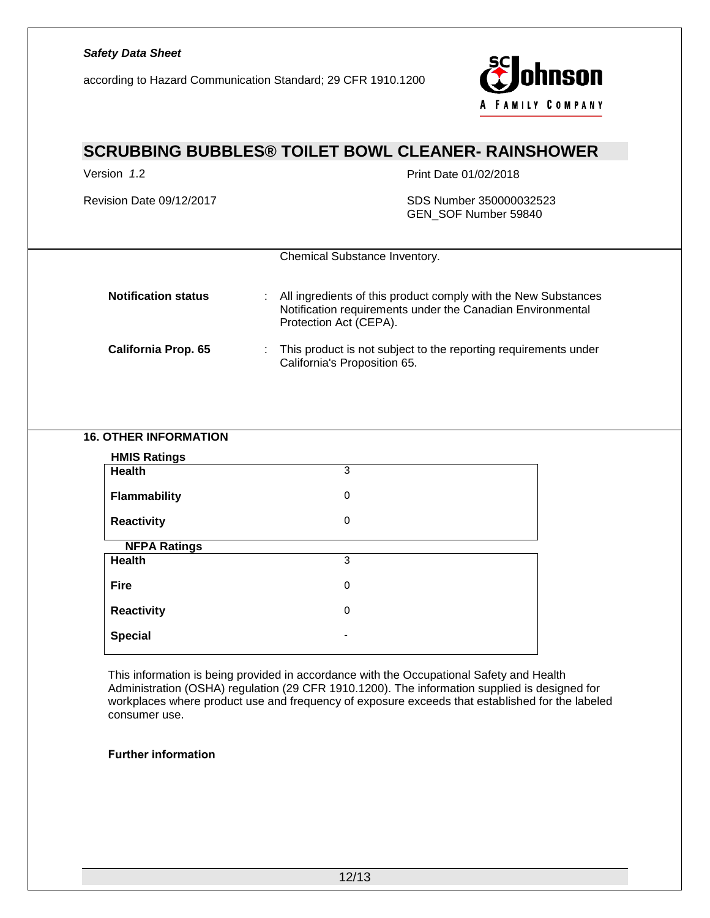Chemical Substance Inventory.

**Notification status** : All ingredients of this product comply with the New Substances Notification requirements under the Canadian Environmental Protection Act (CEPA).

**California Prop. 65** : This product is not subject to the reporting requirements under California's Proposition 65.

## 16. OTHER INFORMATION

**HMIS Ratings**

| | |
|---|---|
| **Health** | 3 |
| **Flammability** | 0 |
| **Reactivity** | 0 |

**NFPA Ratings**

| | |
|---|---|
| **Health** | 3 |
| **Fire** | 0 |
| **Reactivity** | 0 |
| **Special** | - |

This information is being provided in accordance with the Occupational Safety and Health Administration (OSHA) regulation (29 CFR 1910.1200). The information supplied is designed for workplaces where product use and frequency of exposure exceeds that established for the labeled consumer use.

**Further information**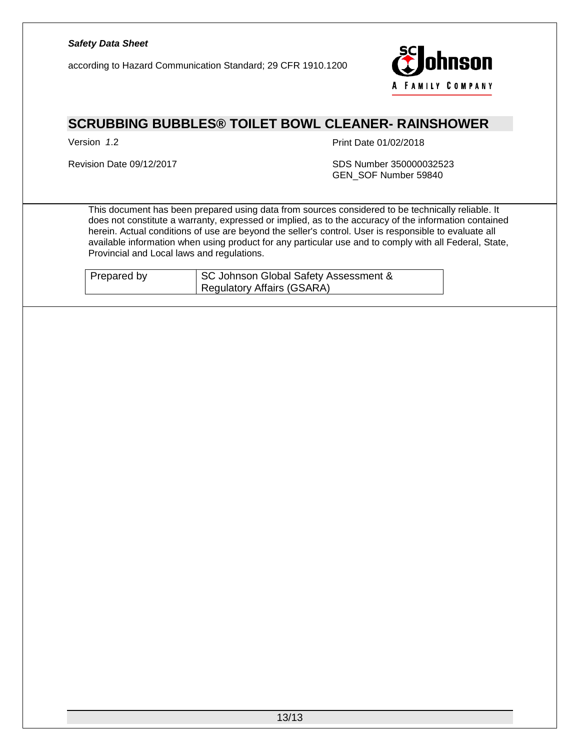This document has been prepared using data from sources considered to be technically reliable. It does not constitute a warranty, expressed or implied, as to the accuracy of the information contained herein. Actual conditions of use are beyond the seller's control. User is responsible to evaluate all available information when using product for any particular use and to comply with all Federal, State, Provincial and Local laws and regulations.

| | |
|---|---|
| Prepared by | SC Johnson Global Safety Assessment & Regulatory Affairs (GSARA) |